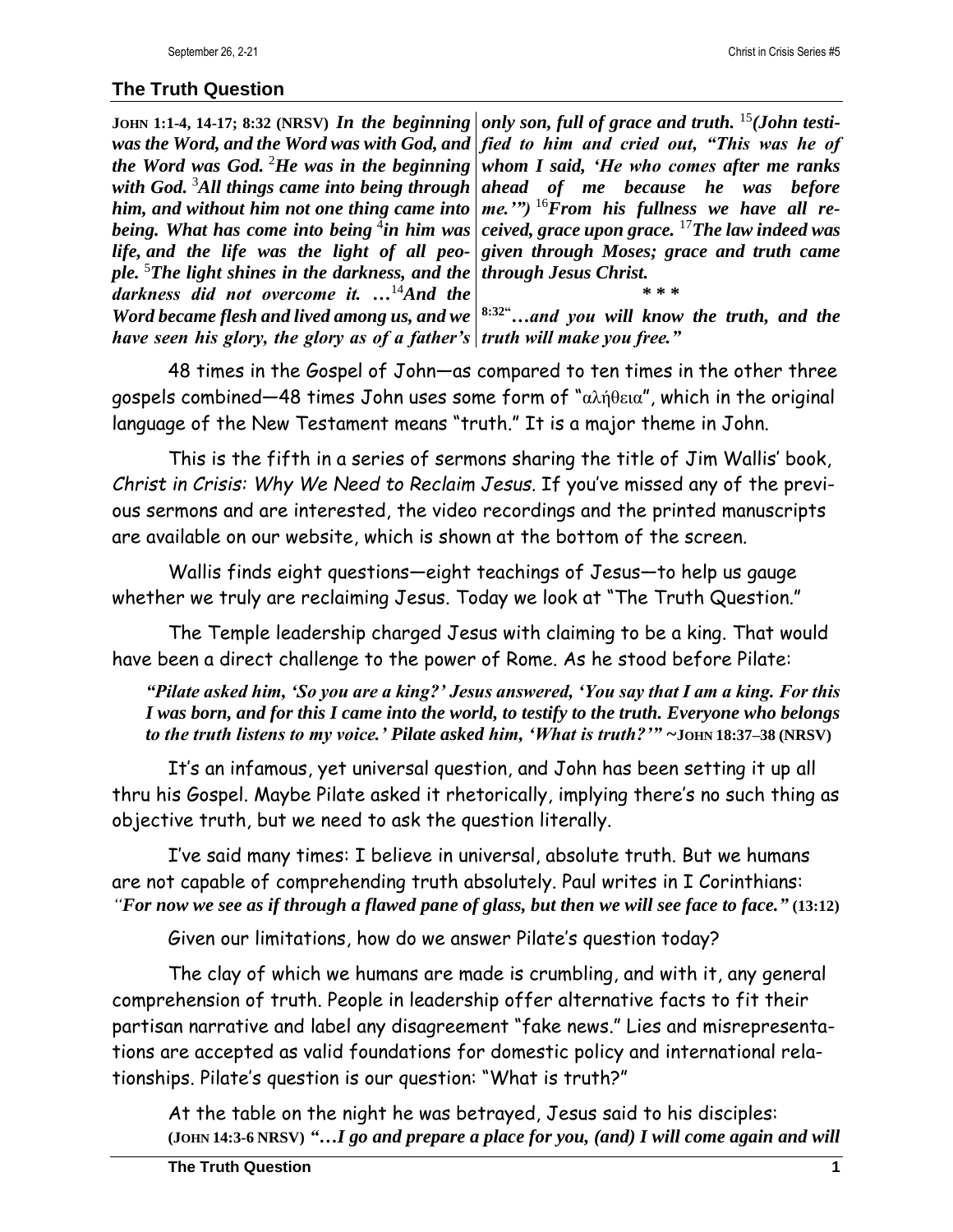## The Truth Question

**JOHN 1:1-4, 14-17; 8:32 (NRSV)** ***In the beginning was the Word, and the Word was with God, and the Word was God.*** [2]***He was in the beginning with God.*** [3]***All things came into being through him, and without him not one thing came into being. What has come into being*** [4]***in him was life, and the life was the light of all people.*** [5]***The light shines in the darkness, and the darkness did not overcome it. …***[14]***And the Word became flesh and lived among us, and we have seen his glory, the glory as of a father's only son, full of grace and truth.*** [15]***(John testified to him and cried out, "This was he of whom I said, 'He who comes after me ranks ahead of me because he was before me.'")*** [16]***From his fullness we have all received, grace upon grace.*** [17]***The law indeed was given through Moses; grace and truth came through Jesus Christ.***

\* \* \*

**8:32**"***…and you will know the truth, and the truth will make you free."***

48 times in the Gospel of John—as compared to ten times in the other three gospels combined—48 times John uses some form of "αλήθεια", which in the original language of the New Testament means "truth." It is a major theme in John.

This is the fifth in a series of sermons sharing the title of Jim Wallis' book, *Christ in Crisis: Why We Need to Reclaim Jesus*. If you've missed any of the previous sermons and are interested, the video recordings and the printed manuscripts are available on our website, which is shown at the bottom of the screen.

Wallis finds eight questions—eight teachings of Jesus—to help us gauge whether we truly are reclaiming Jesus. Today we look at "The Truth Question."

The Temple leadership charged Jesus with claiming to be a king. That would have been a direct challenge to the power of Rome. As he stood before Pilate:

> ***"Pilate asked him, 'So you are a king?' Jesus answered, 'You say that I am a king. For this I was born, and for this I came into the world, to testify to the truth. Everyone who belongs to the truth listens to my voice.' Pilate asked him, 'What is truth?'"*** **~JOHN 18:37–38 (NRSV)**

It's an infamous, yet universal question, and John has been setting it up all thru his Gospel. Maybe Pilate asked it rhetorically, implying there's no such thing as objective truth, but we need to ask the question literally.

I've said many times: I believe in universal, absolute truth. But we humans are not capable of comprehending truth absolutely. Paul writes in I Corinthians: ***"For now we see as if through a flawed pane of glass, but then we will see face to face."*** **(13:12)**

Given our limitations, how do we answer Pilate's question today?

The clay of which we humans are made is crumbling, and with it, any general comprehension of truth. People in leadership offer alternative facts to fit their partisan narrative and label any disagreement "fake news." Lies and misrepresentations are accepted as valid foundations for domestic policy and international relationships. Pilate's question is our question: "What is truth?"

At the table on the night he was betrayed, Jesus said to his disciples: **(JOHN 14:3-6 NRSV)** ***"…I go and prepare a place for you, (and) I will come again and will***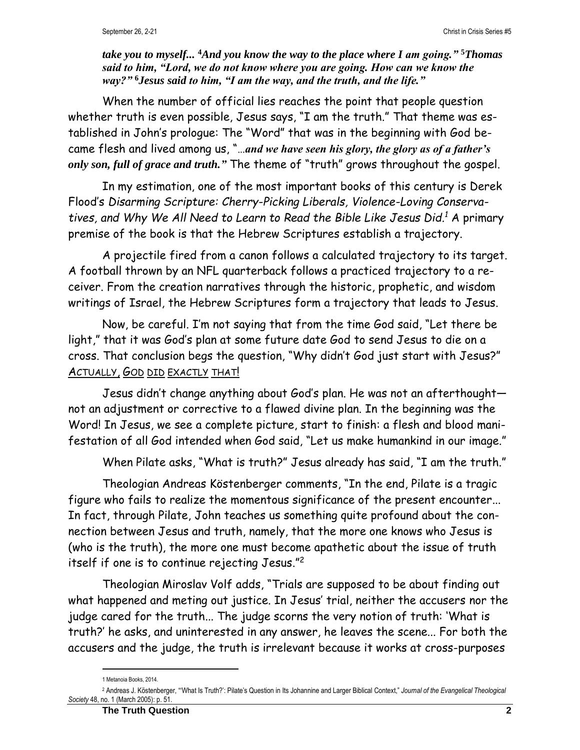***take you to myself... [4]And you know the way to the place where I am going." [5]Thomas said to him, "Lord, we do not know where you are going. How can we know the way?" [6]Jesus said to him, "I am the way, and the truth, and the life."***

When the number of official lies reaches the point that people question whether truth is even possible, Jesus says, "I am the truth." That theme was established in John's prologue: The "Word" that was in the beginning with God became flesh and lived among us, "*...**and we have seen his glory, the glory as of a father's only son, full of grace and truth.***" The theme of "truth" grows throughout the gospel.

In my estimation, one of the most important books of this century is Derek Flood's *Disarming Scripture: Cherry-Picking Liberals, Violence-Loving Conservatives, and Why We All Need to Learn to Read the Bible Like Jesus Did.*[1] A primary premise of the book is that the Hebrew Scriptures establish a trajectory.

A projectile fired from a canon follows a calculated trajectory to its target. A football thrown by an NFL quarterback follows a practiced trajectory to a receiver. From the creation narratives through the historic, prophetic, and wisdom writings of Israel, the Hebrew Scriptures form a trajectory that leads to Jesus.

Now, be careful. I'm not saying that from the time God said, "Let there be light," that it was God's plan at some future date God to send Jesus to die on a cross. That conclusion begs the question, "Why didn't God just start with Jesus?" ACTUALLY, GOD DID EXACTLY THAT!

Jesus didn't change anything about God's plan. He was not an afterthought—not an adjustment or corrective to a flawed divine plan. In the beginning was the Word! In Jesus, we see a complete picture, start to finish: a flesh and blood manifestation of all God intended when God said, "Let us make humankind in our image."

When Pilate asks, "What is truth?" Jesus already has said, "I am the truth."

Theologian Andreas Köstenberger comments, "In the end, Pilate is a tragic figure who fails to realize the momentous significance of the present encounter... In fact, through Pilate, John teaches us something quite profound about the connection between Jesus and truth, namely, that the more one knows who Jesus is (who is the truth), the more one must become apathetic about the issue of truth itself if one is to continue rejecting Jesus."[2]

Theologian Miroslav Volf adds, "Trials are supposed to be about finding out what happened and meting out justice. In Jesus' trial, neither the accusers nor the judge cared for the truth... The judge scorns the very notion of truth: 'What is truth?' he asks, and uninterested in any answer, he leaves the scene... For both the accusers and the judge, the truth is irrelevant because it works at cross-purposes

---

1 Metanoia Books, 2014.

2 Andreas J. Köstenberger, "'What Is Truth?': Pilate's Question in Its Johannine and Larger Biblical Context," *Journal of the Evangelical Theological Society* 48, no. 1 (March 2005): p. 51.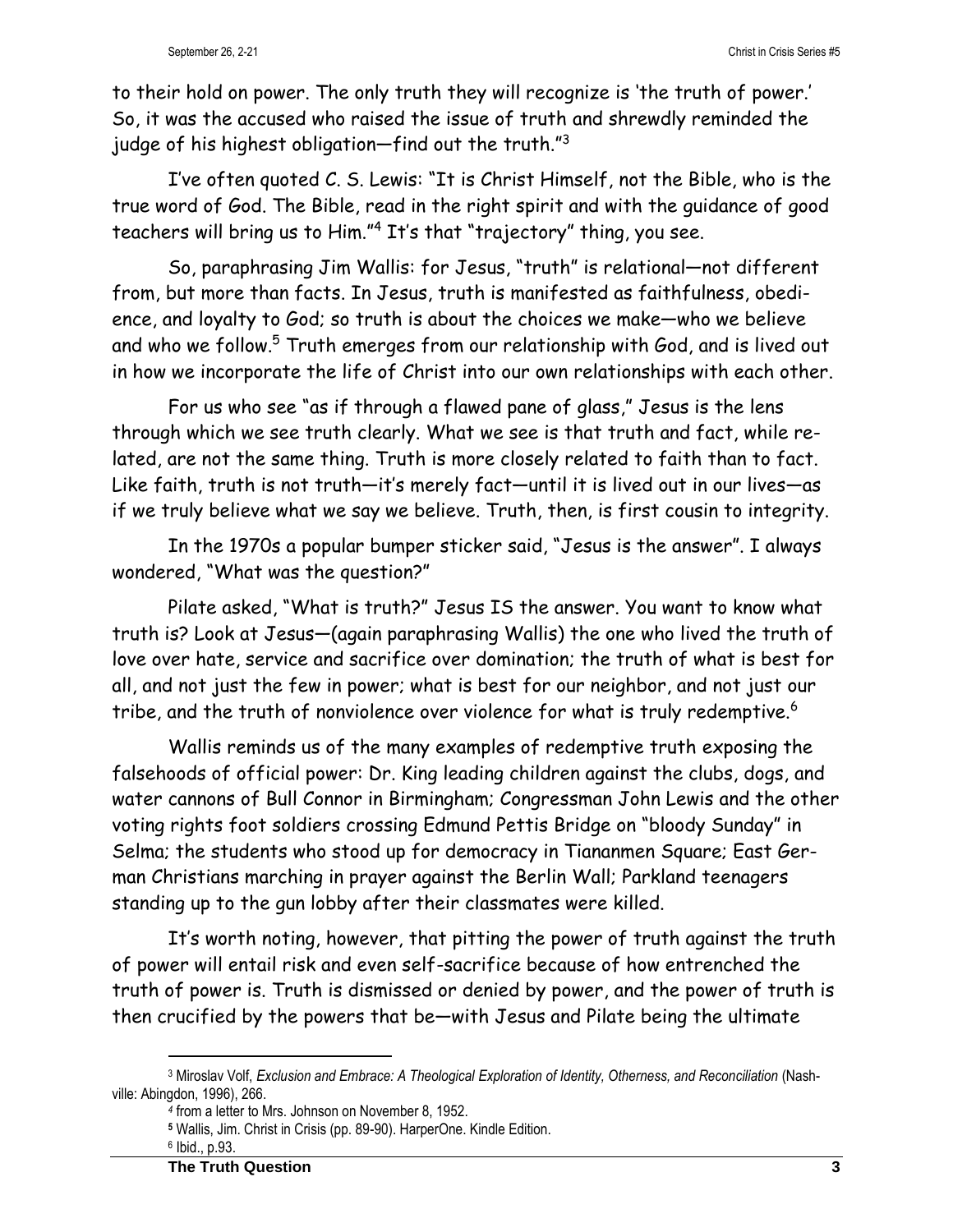to their hold on power. The only truth they will recognize is 'the truth of power.' So, it was the accused who raised the issue of truth and shrewdly reminded the judge of his highest obligation—find out the truth."[3]

I've often quoted C. S. Lewis: "It is Christ Himself, not the Bible, who is the true word of God. The Bible, read in the right spirit and with the guidance of good teachers will bring us to Him."[4] It's that "trajectory" thing, you see.

So, paraphrasing Jim Wallis: for Jesus, "truth" is relational—not different from, but more than facts. In Jesus, truth is manifested as faithfulness, obedience, and loyalty to God; so truth is about the choices we make—who we believe and who we follow.[5] Truth emerges from our relationship with God, and is lived out in how we incorporate the life of Christ into our own relationships with each other.

For us who see "as if through a flawed pane of glass," Jesus is the lens through which we see truth clearly. What we see is that truth and fact, while related, are not the same thing. Truth is more closely related to faith than to fact. Like faith, truth is not truth—it's merely fact—until it is lived out in our lives—as if we truly believe what we say we believe. Truth, then, is first cousin to integrity.

In the 1970s a popular bumper sticker said, "Jesus is the answer". I always wondered, "What was the question?"

Pilate asked, "What is truth?" Jesus IS the answer. You want to know what truth is? Look at Jesus—(again paraphrasing Wallis) the one who lived the truth of love over hate, service and sacrifice over domination; the truth of what is best for all, and not just the few in power; what is best for our neighbor, and not just our tribe, and the truth of nonviolence over violence for what is truly redemptive.[6]

Wallis reminds us of the many examples of redemptive truth exposing the falsehoods of official power: Dr. King leading children against the clubs, dogs, and water cannons of Bull Connor in Birmingham; Congressman John Lewis and the other voting rights foot soldiers crossing Edmund Pettis Bridge on "bloody Sunday" in Selma; the students who stood up for democracy in Tiananmen Square; East German Christians marching in prayer against the Berlin Wall; Parkland teenagers standing up to the gun lobby after their classmates were killed.

It's worth noting, however, that pitting the power of truth against the truth of power will entail risk and even self-sacrifice because of how entrenched the truth of power is. Truth is dismissed or denied by power, and the power of truth is then crucified by the powers that be—with Jesus and Pilate being the ultimate

---

[3] Miroslav Volf, *Exclusion and Embrace: A Theological Exploration of Identity, Otherness, and Reconciliation* (Nashville: Abingdon, 1996), 266.

[4] from a letter to Mrs. Johnson on November 8, 1952.

[5] Wallis, Jim. Christ in Crisis (pp. 89-90). HarperOne. Kindle Edition.

[6] Ibid., p.93.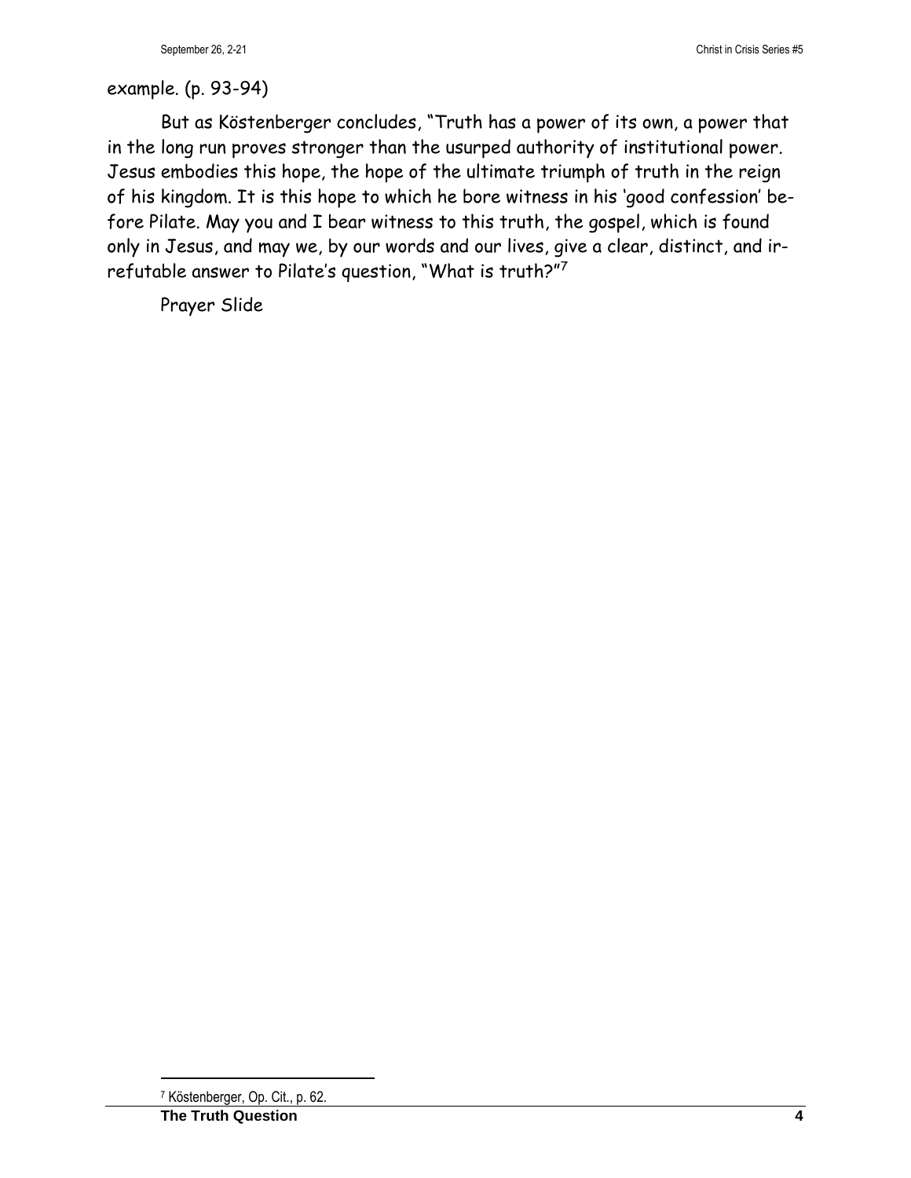example. (p. 93-94)

But as Köstenberger concludes, "Truth has a power of its own, a power that in the long run proves stronger than the usurped authority of institutional power. Jesus embodies this hope, the hope of the ultimate triumph of truth in the reign of his kingdom. It is this hope to which he bore witness in his 'good confession' before Pilate. May you and I bear witness to this truth, the gospel, which is found only in Jesus, and may we, by our words and our lives, give a clear, distinct, and irrefutable answer to Pilate's question, "What is truth?"[7]

Prayer Slide

---

[7] Köstenberger, Op. Cit., p. 62.